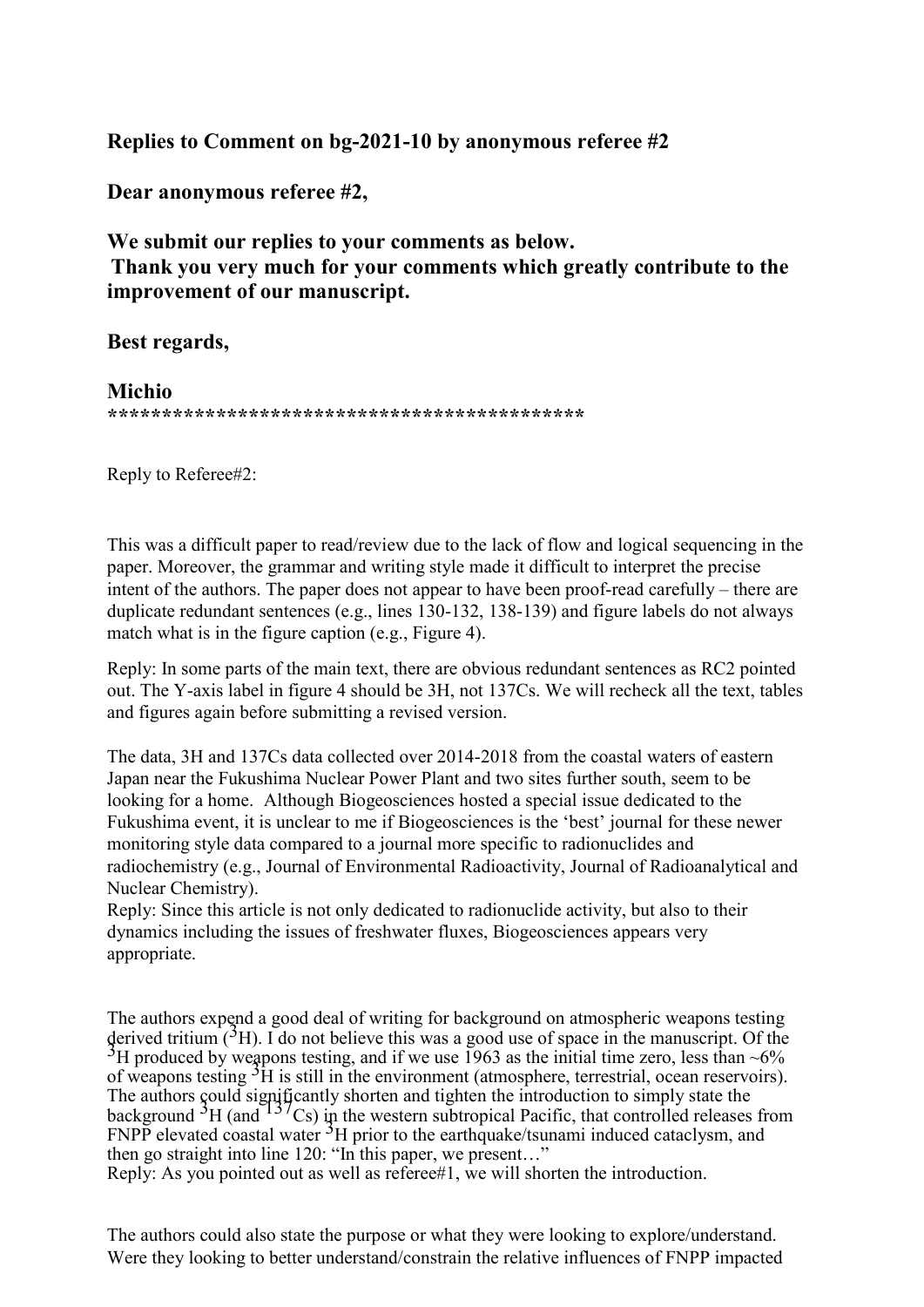**Replies to Comment on bg-2021-10 by anonymous referee #2**

**Dear anonymous referee #2,**

**We submit our replies to your comments as below.**
**Thank you very much for your comments which greatly contribute to the improvement of our manuscript.**

**Best regards,**

**Michio**
**********************************************

Reply to Referee#2:

This was a difficult paper to read/review due to the lack of flow and logical sequencing in the paper. Moreover, the grammar and writing style made it difficult to interpret the precise intent of the authors. The paper does not appear to have been proof-read carefully – there are duplicate redundant sentences (e.g., lines 130-132, 138-139) and figure labels do not always match what is in the figure caption (e.g., Figure 4).

Reply: In some parts of the main text, there are obvious redundant sentences as RC2 pointed out. The Y-axis label in figure 4 should be 3H, not 137Cs. We will recheck all the text, tables and figures again before submitting a revised version.

The data, 3H and 137Cs data collected over 2014-2018 from the coastal waters of eastern Japan near the Fukushima Nuclear Power Plant and two sites further south, seem to be looking for a home. Although Biogeosciences hosted a special issue dedicated to the Fukushima event, it is unclear to me if Biogeosciences is the 'best' journal for these newer monitoring style data compared to a journal more specific to radionuclides and radiochemistry (e.g., Journal of Environmental Radioactivity, Journal of Radioanalytical and Nuclear Chemistry).
Reply: Since this article is not only dedicated to radionuclide activity, but also to their dynamics including the issues of freshwater fluxes, Biogeosciences appears very appropriate.

The authors expend a good deal of writing for background on atmospheric weapons testing derived tritium ($^{3}$H). I do not believe this was a good use of space in the manuscript. Of the $^{3}$H produced by weapons testing, and if we use 1963 as the initial time zero, less than ~6% of weapons testing $^{3}$H is still in the environment (atmosphere, terrestrial, ocean reservoirs). The authors could significantly shorten and tighten the introduction to simply state the background $^{3}$H (and $^{137}$Cs) in the western subtropical Pacific, that controlled releases from FNPP elevated coastal water $^{3}$H prior to the earthquake/tsunami induced cataclysm, and then go straight into line 120: "In this paper, we present…"
Reply: As you pointed out as well as referee#1, we will shorten the introduction.

The authors could also state the purpose or what they were looking to explore/understand. Were they looking to better understand/constrain the relative influences of FNPP impacted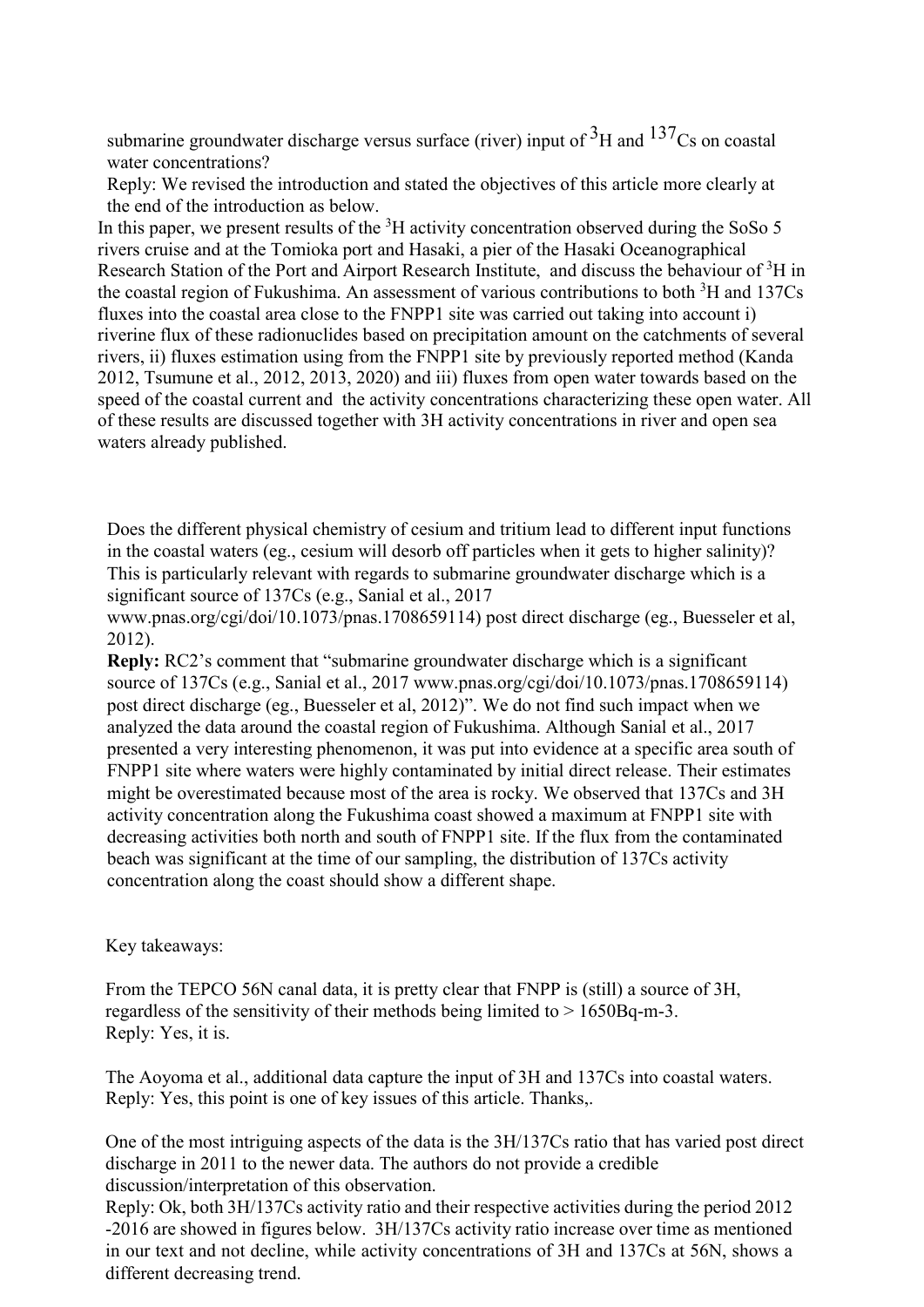submarine groundwater discharge versus surface (river) input of $^3$H and $^{137}$Cs on coastal water concentrations?

Reply: We revised the introduction and stated the objectives of this article more clearly at the end of the introduction as below.

In this paper, we present results of the $^3$H activity concentration observed during the SoSo 5 rivers cruise and at the Tomioka port and Hasaki, a pier of the Hasaki Oceanographical Research Station of the Port and Airport Research Institute, and discuss the behaviour of $^3$H in the coastal region of Fukushima. An assessment of various contributions to both $^3$H and 137Cs fluxes into the coastal area close to the FNPP1 site was carried out taking into account i) riverine flux of these radionuclides based on precipitation amount on the catchments of several rivers, ii) fluxes estimation using from the FNPP1 site by previously reported method (Kanda 2012, Tsumune et al., 2012, 2013, 2020) and iii) fluxes from open water towards based on the speed of the coastal current and the activity concentrations characterizing these open water. All of these results are discussed together with 3H activity concentrations in river and open sea waters already published.

Does the different physical chemistry of cesium and tritium lead to different input functions in the coastal waters (eg., cesium will desorb off particles when it gets to higher salinity)? This is particularly relevant with regards to submarine groundwater discharge which is a significant source of 137Cs (e.g., Sanial et al., 2017 www.pnas.org/cgi/doi/10.1073/pnas.1708659114) post direct discharge (eg., Buesseler et al, 2012).

**Reply:** RC2's comment that "submarine groundwater discharge which is a significant source of 137Cs (e.g., Sanial et al., 2017 www.pnas.org/cgi/doi/10.1073/pnas.1708659114) post direct discharge (eg., Buesseler et al, 2012)". We do not find such impact when we analyzed the data around the coastal region of Fukushima. Although Sanial et al., 2017 presented a very interesting phenomenon, it was put into evidence at a specific area south of FNPP1 site where waters were highly contaminated by initial direct release. Their estimates might be overestimated because most of the area is rocky. We observed that 137Cs and 3H activity concentration along the Fukushima coast showed a maximum at FNPP1 site with decreasing activities both north and south of FNPP1 site. If the flux from the contaminated beach was significant at the time of our sampling, the distribution of 137Cs activity concentration along the coast should show a different shape.

Key takeaways:

From the TEPCO 56N canal data, it is pretty clear that FNPP is (still) a source of 3H, regardless of the sensitivity of their methods being limited to > 1650Bq-m-3.

Reply: Yes, it is.

The Aoyoma et al., additional data capture the input of 3H and 137Cs into coastal waters.

Reply: Yes, this point is one of key issues of this article. Thanks,.

One of the most intriguing aspects of the data is the 3H/137Cs ratio that has varied post direct discharge in 2011 to the newer data. The authors do not provide a credible discussion/interpretation of this observation.

Reply: Ok, both 3H/137Cs activity ratio and their respective activities during the period 2012 -2016 are showed in figures below. 3H/137Cs activity ratio increase over time as mentioned in our text and not decline, while activity concentrations of 3H and 137Cs at 56N, shows a different decreasing trend.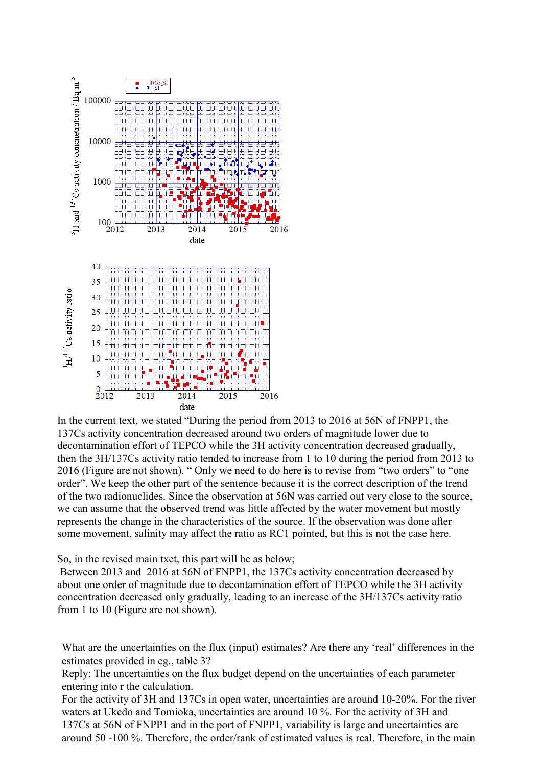In the current text, we stated "During the period from 2013 to 2016 at 56N of FNPP1, the 137Cs activity concentration decreased around two orders of magnitude lower due to decontamination effort of TEPCO while the 3H activity concentration decreased gradually, then the 3H/137Cs activity ratio tended to increase from 1 to 10 during the period from 2013 to 2016 (Figure are not shown). " Only we need to do here is to revise from "two orders" to "one order". We keep the other part of the sentence because it is the correct description of the trend of the two radionuclides. Since the observation at 56N was carried out very close to the source, we can assume that the observed trend was little affected by the water movement but mostly represents the change in the characteristics of the source. If the observation was done after some movement, salinity may affect the ratio as RC1 pointed, but this is not the case here.

So, in the revised main txet, this part will be as below;

Between 2013 and 2016 at 56N of FNPP1, the 137Cs activity concentration decreased by about one order of magnitude due to decontamination effort of TEPCO while the 3H activity concentration decreased only gradually, leading to an increase of the 3H/137Cs activity ratio from 1 to 10 (Figure are not shown).

What are the uncertainties on the flux (input) estimates? Are there any 'real' differences in the estimates provided in eg., table 3?

Reply: The uncertainties on the flux budget depend on the uncertainties of each parameter entering into r the calculation.

For the activity of 3H and 137Cs in open water, uncertainties are around 10-20%. For the river waters at Ukedo and Tomioka, uncertainties are around 10 %. For the activity of 3H and 137Cs at 56N of FNPP1 and in the port of FNPP1, variability is large and uncertainties are around 50 -100 %. Therefore, the order/rank of estimated values is real. Therefore, in the main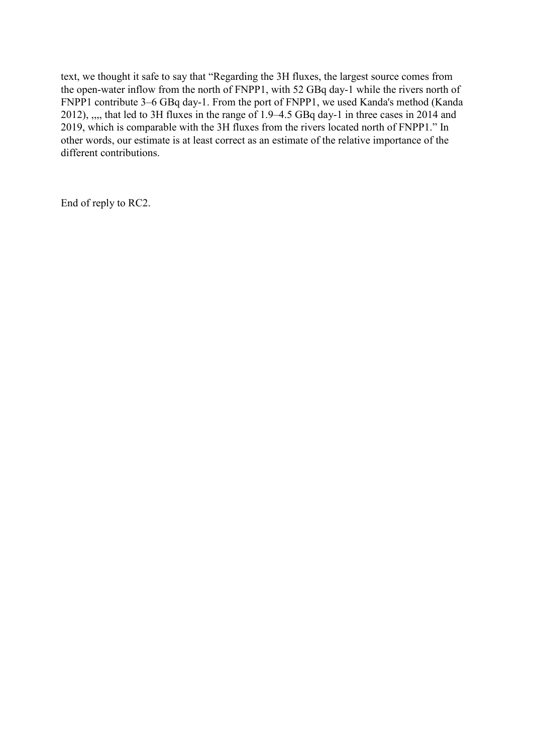text, we thought it safe to say that "Regarding the 3H fluxes, the largest source comes from the open-water inflow from the north of FNPP1, with 52 GBq day-1 while the rivers north of FNPP1 contribute 3–6 GBq day-1. From the port of FNPP1, we used Kanda's method (Kanda 2012), ,,,, that led to 3H fluxes in the range of 1.9–4.5 GBq day-1 in three cases in 2014 and 2019, which is comparable with the 3H fluxes from the rivers located north of FNPP1." In other words, our estimate is at least correct as an estimate of the relative importance of the different contributions.

End of reply to RC2.